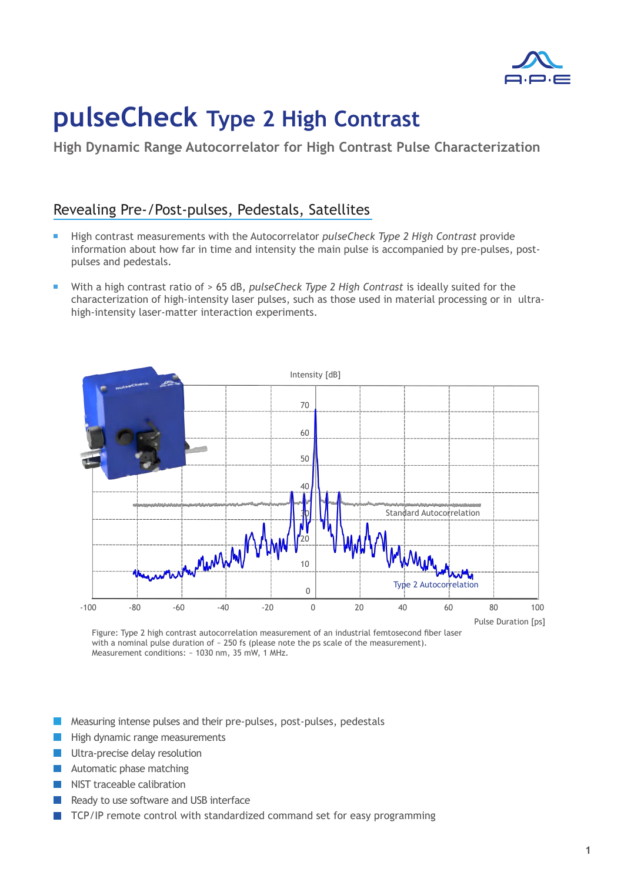# pulseCheck Type 2 High Contrast

**High Dynamic Range Autocorrelator for High Contrast Pulse Characterization**

## Revealing Pre-/Post-pulses, Pedestals, Satellites

- High contrast measurements with the Autocorrelator *pulseCheck Type 2 High Contrast* provide information about how far in time and intensity the main pulse is accompanied by pre-pulses, post-pulses and pedestals.
- With a high contrast ratio of > 65 dB, *pulseCheck Type 2 High Contrast* is ideally suited for the characterization of high-intensity laser pulses, such as those used in material processing or in ultra-high-intensity laser-matter interaction experiments.

Figure: Type 2 high contrast autocorrelation measurement of an industrial femtosecond fiber laser with a nominal pulse duration of ~ 250 fs (please note the ps scale of the measurement). Measurement conditions: ~ 1030 nm, 35 mW, 1 MHz.

- Measuring intense pulses and their pre-pulses, post-pulses, pedestals
- High dynamic range measurements
- Ultra-precise delay resolution
- Automatic phase matching
- NIST traceable calibration
- Ready to use software and USB interface
- TCP/IP remote control with standardized command set for easy programming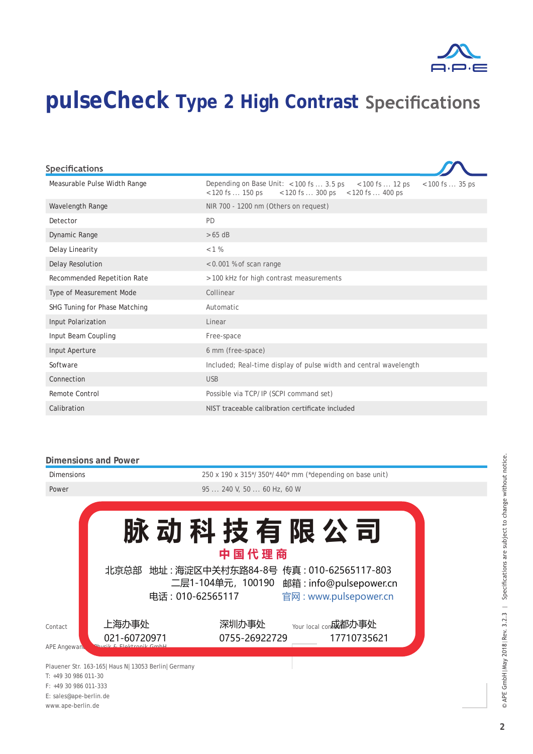# pulseCheck Type 2 High Contrast Specifications

## Specifications

| | |
|---|---|
| Measurable Pulse Width Range | Depending on Base Unit: <100 fs … 3.5 ps <100 fs … 12 ps <100 fs … 35 ps <120 fs … 150 ps <120 fs … 300 ps <120 fs … 400 ps |
| Wavelength Range | NIR 700 - 1200 nm (Others on request) |
| Detector | PD |
| Dynamic Range | >65 dB |
| Delay Linearity | <1 % |
| Delay Resolution | <0.001 % of scan range |
| Recommended Repetition Rate | >100 kHz for high contrast measurements |
| Type of Measurement Mode | Collinear |
| SHG Tuning for Phase Matching | Automatic |
| Input Polarization | Linear |
| Input Beam Coupling | Free-space |
| Input Aperture | 6 mm (free-space) |
| Software | Included; Real-time display of pulse width and central wavelength |
| Connection | USB |
| Remote Control | Possible via TCP/IP (SCPI command set) |
| Calibration | NIST traceable calibration certificate included |

## Dimensions and Power

| | |
|---|---|
| Dimensions | 250 x 190 x 315*/ 350*/ 440* mm (*depending on base unit) |
| Power | 95 … 240 V, 50 … 60 Hz, 60 W |

# 脉 动 科 技 有 限 公 司

**中 国 代 理 商**

北京总部 地址：海淀区中关村东路84-8号二层1-104单元，100190
电话：010-62565117
传真：010-62565117-803
邮箱：info@pulsepower.cn
官网：www.pulsepower.cn

上海办事处 021-60720971
深圳办事处 0755-26922729
成都办事处 17710735621

Contact

APE Angewandte Physik & Elektronik GmbH

Plauener Str. 163-165| Haus N| 13053 Berlin| Germany
T: +49 30 986 011-30
F: +49 30 986 011-333
E: sales@ape-berlin.de
www.ape-berlin.de

Your local contact

© APE GmbH| May 2018| Rev. 3.2.3 | Specifications are subject to change without notice.